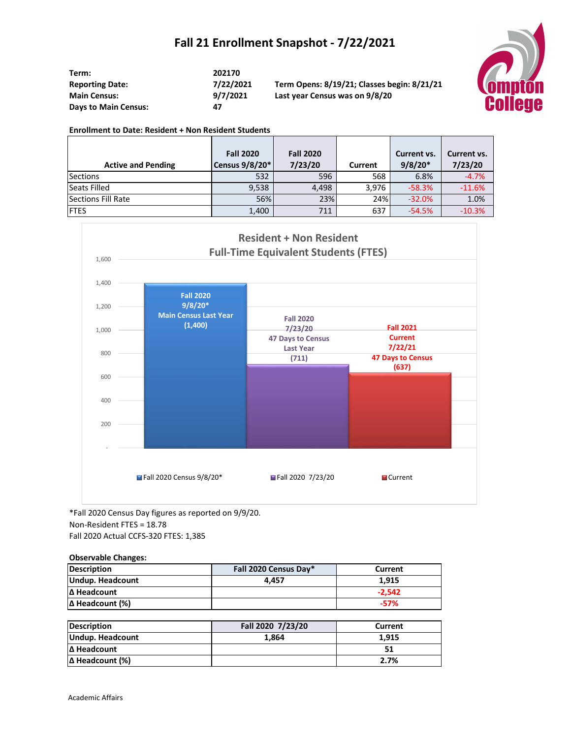# Fall 21 Enrollment Snapshot - 7/22/2021

| | | |
|---|---|---|
| **Term:** | **202170** | |
| **Reporting Date:** | **7/22/2021** | **Term Opens: 8/19/21; Classes begin: 8/21/21** |
| **Main Census:** | **9/7/2021** | **Last year Census was on 9/8/20** |
| **Days to Main Census:** | **47** | |

**Enrollment to Date: Resident + Non Resident Students**

| Active and Pending | Fall 2020 Census 9/8/20* | Fall 2020 7/23/20 | Current | Current vs. 9/8/20* | Current vs. 7/23/20 |
|---|---|---|---|---|---|
| Sections | 532 | 596 | 568 | 6.8% | -4.7% |
| Seats Filled | 9,538 | 4,498 | 3,976 | -58.3% | -11.6% |
| Sections Fill Rate | 56% | 23% | 24% | -32.0% | 1.0% |
| FTES | 1,400 | 711 | 637 | -54.5% | -10.3% |

**Resident + Non Resident Full-Time Equivalent Students (FTES)**

| | FTES |
|---|---|
| Fall 2020 9/8/20* Main Census Last Year | 1,400 |
| Fall 2020 7/23/20 47 Days to Census Last Year | 711 |
| Fall 2021 Current 7/22/21 47 Days to Census | 637 |

*Fall 2020 Census Day figures as reported on 9/9/20.
Non-Resident FTES = 18.78
Fall 2020 Actual CCFS-320 FTES: 1,385

**Observable Changes:**

| Description | Fall 2020 Census Day* | Current |
|---|---|---|
| **Undup. Headcount** | **4,457** | **1,915** |
| **Δ Headcount** | | **-2,542** |
| **Δ Headcount (%)** | | **-57%** |

| Description | Fall 2020 7/23/20 | Current |
|---|---|---|
| **Undup. Headcount** | **1,864** | **1,915** |
| **Δ Headcount** | | **51** |
| **Δ Headcount (%)** | | **2.7%** |

Academic Affairs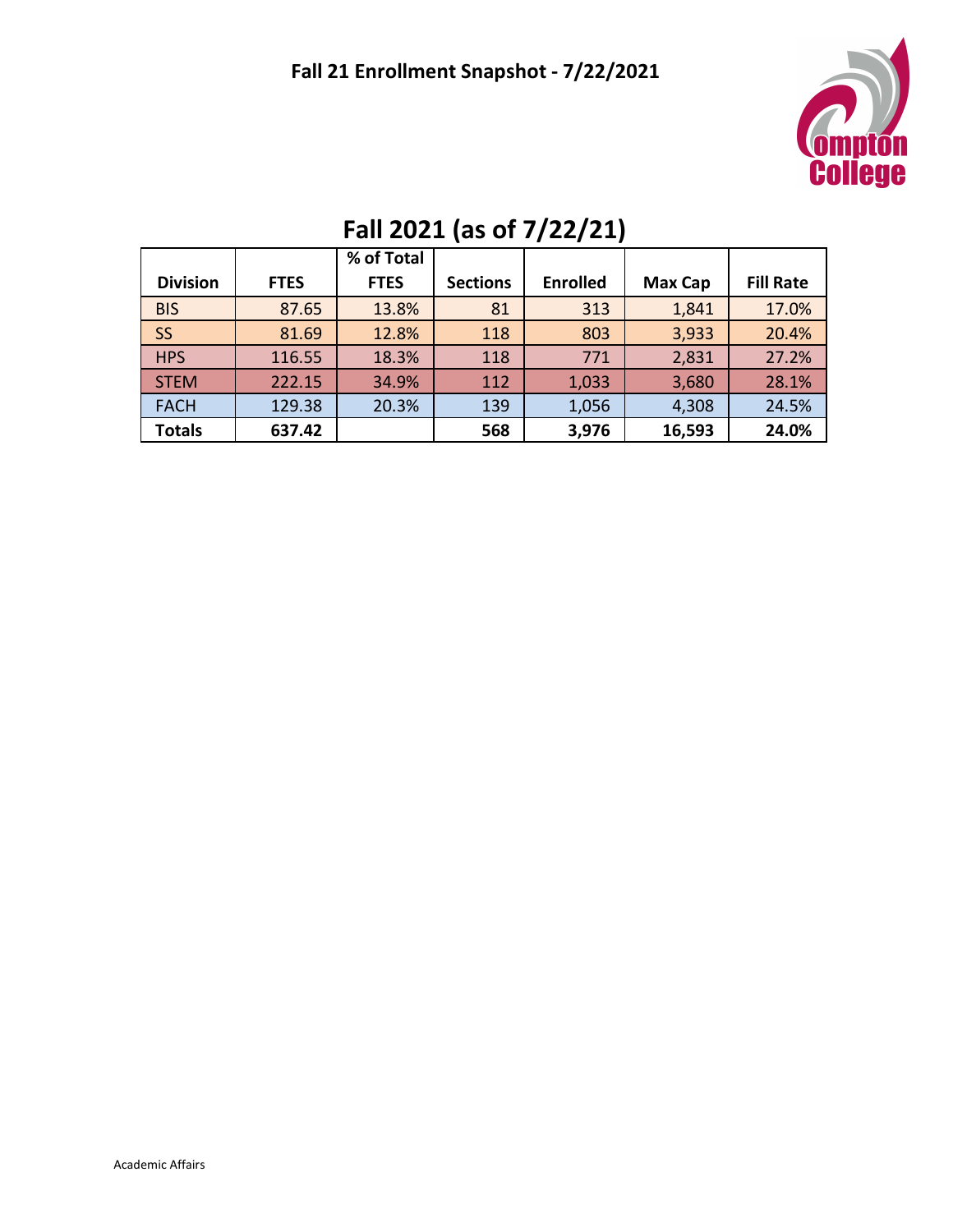## Fall 21 Enrollment Snapshot - 7/22/2021

# Fall 2021 (as of 7/22/21)

| Division | FTES | % of Total FTES | Sections | Enrolled | Max Cap | Fill Rate |
|---|---|---|---|---|---|---|
| BIS | 87.65 | 13.8% | 81 | 313 | 1,841 | 17.0% |
| SS | 81.69 | 12.8% | 118 | 803 | 3,933 | 20.4% |
| HPS | 116.55 | 18.3% | 118 | 771 | 2,831 | 27.2% |
| STEM | 222.15 | 34.9% | 112 | 1,033 | 3,680 | 28.1% |
| FACH | 129.38 | 20.3% | 139 | 1,056 | 4,308 | 24.5% |
| **Totals** | **637.42** | | **568** | **3,976** | **16,593** | **24.0%** |

Academic Affairs